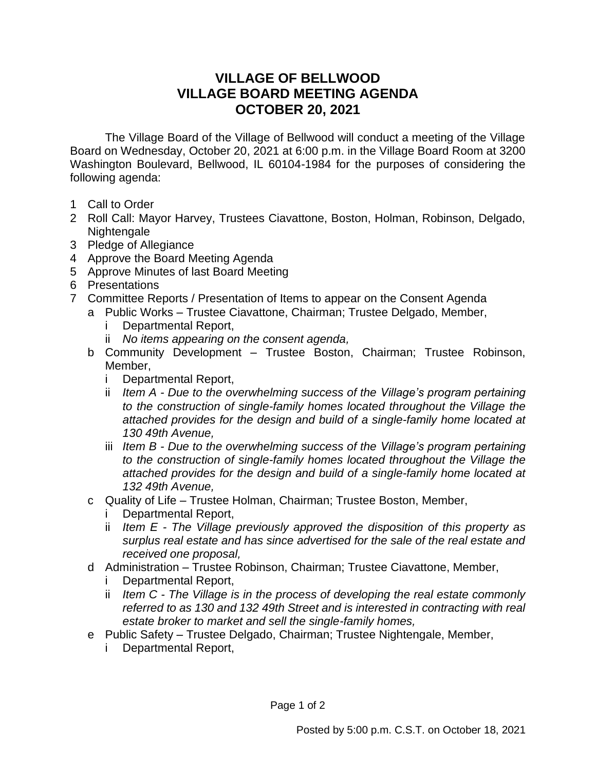# VILLAGE OF BELLWOOD
# VILLAGE BOARD MEETING AGENDA
# OCTOBER 20, 2021

The Village Board of the Village of Bellwood will conduct a meeting of the Village Board on Wednesday, October 20, 2021 at 6:00 p.m. in the Village Board Room at 3200 Washington Boulevard, Bellwood, IL 60104-1984 for the purposes of considering the following agenda:

1 Call to Order
2 Roll Call: Mayor Harvey, Trustees Ciavattone, Boston, Holman, Robinson, Delgado, Nightengale
3 Pledge of Allegiance
4 Approve the Board Meeting Agenda
5 Approve Minutes of last Board Meeting
6 Presentations
7 Committee Reports / Presentation of Items to appear on the Consent Agenda
   - a Public Works – Trustee Ciavattone, Chairman; Trustee Delgado, Member,
      - i Departmental Report,
      - ii *No items appearing on the consent agenda,*
   - b Community Development – Trustee Boston, Chairman; Trustee Robinson, Member,
      - i Departmental Report,
      - ii *Item A - Due to the overwhelming success of the Village's program pertaining to the construction of single-family homes located throughout the Village the attached provides for the design and build of a single-family home located at 130 49th Avenue,*
      - iii *Item B - Due to the overwhelming success of the Village's program pertaining to the construction of single-family homes located throughout the Village the attached provides for the design and build of a single-family home located at 132 49th Avenue,*
   - c Quality of Life – Trustee Holman, Chairman; Trustee Boston, Member,
      - i Departmental Report,
      - ii *Item E - The Village previously approved the disposition of this property as surplus real estate and has since advertised for the sale of the real estate and received one proposal,*
   - d Administration – Trustee Robinson, Chairman; Trustee Ciavattone, Member,
      - i Departmental Report,
      - ii *Item C - The Village is in the process of developing the real estate commonly referred to as 130 and 132 49th Street and is interested in contracting with real estate broker to market and sell the single-family homes,*
   - e Public Safety – Trustee Delgado, Chairman; Trustee Nightengale, Member,
      - i Departmental Report,

Posted by 5:00 p.m. C.S.T. on October 18, 2021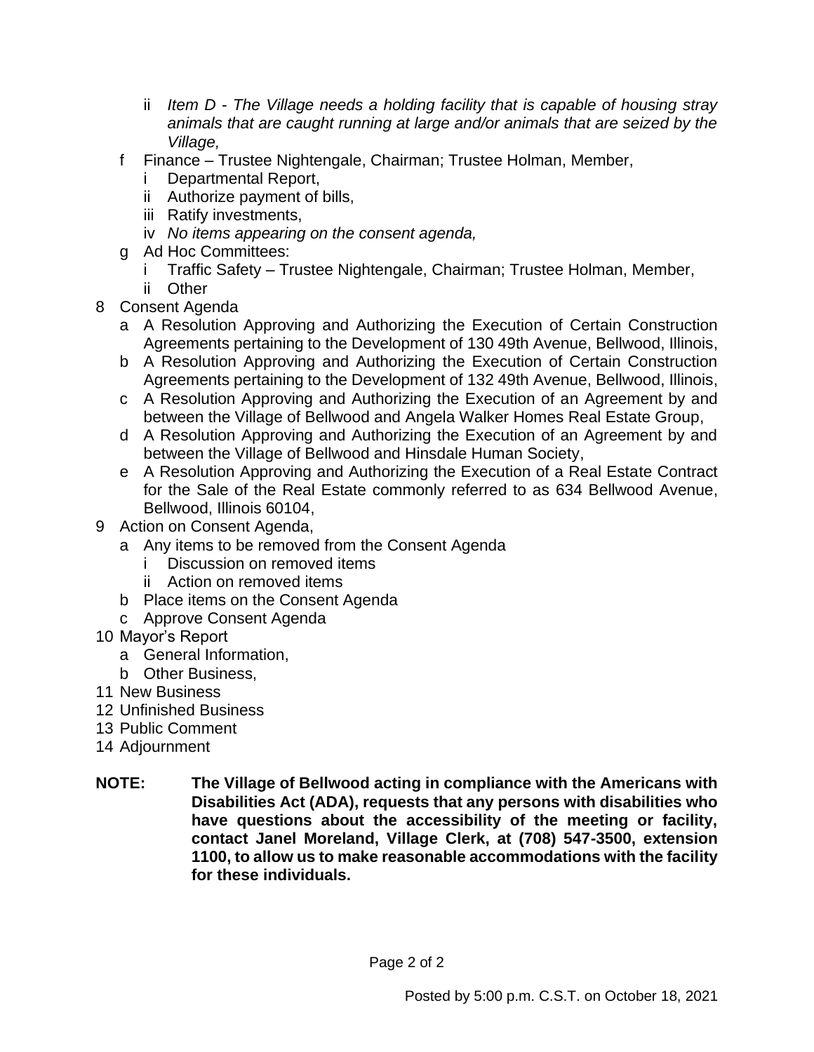- ii *Item D - The Village needs a holding facility that is capable of housing stray animals that are caught running at large and/or animals that are seized by the Village,*
- f Finance – Trustee Nightengale, Chairman; Trustee Holman, Member,
  - i Departmental Report,
  - ii Authorize payment of bills,
  - iii Ratify investments,
  - iv *No items appearing on the consent agenda,*
- g Ad Hoc Committees:
  - i Traffic Safety – Trustee Nightengale, Chairman; Trustee Holman, Member,
  - ii Other

8 Consent Agenda
- a A Resolution Approving and Authorizing the Execution of Certain Construction Agreements pertaining to the Development of 130 49th Avenue, Bellwood, Illinois,
- b A Resolution Approving and Authorizing the Execution of Certain Construction Agreements pertaining to the Development of 132 49th Avenue, Bellwood, Illinois,
- c A Resolution Approving and Authorizing the Execution of an Agreement by and between the Village of Bellwood and Angela Walker Homes Real Estate Group,
- d A Resolution Approving and Authorizing the Execution of an Agreement by and between the Village of Bellwood and Hinsdale Human Society,
- e A Resolution Approving and Authorizing the Execution of a Real Estate Contract for the Sale of the Real Estate commonly referred to as 634 Bellwood Avenue, Bellwood, Illinois 60104,

9 Action on Consent Agenda,
- a Any items to be removed from the Consent Agenda
  - i Discussion on removed items
  - ii Action on removed items
- b Place items on the Consent Agenda
- c Approve Consent Agenda

10 Mayor's Report
- a General Information,
- b Other Business,

11 New Business

12 Unfinished Business

13 Public Comment

14 Adjournment

**NOTE: The Village of Bellwood acting in compliance with the Americans with Disabilities Act (ADA), requests that any persons with disabilities who have questions about the accessibility of the meeting or facility, contact Janel Moreland, Village Clerk, at (708) 547-3500, extension 1100, to allow us to make reasonable accommodations with the facility for these individuals.**

Posted by 5:00 p.m. C.S.T. on October 18, 2021